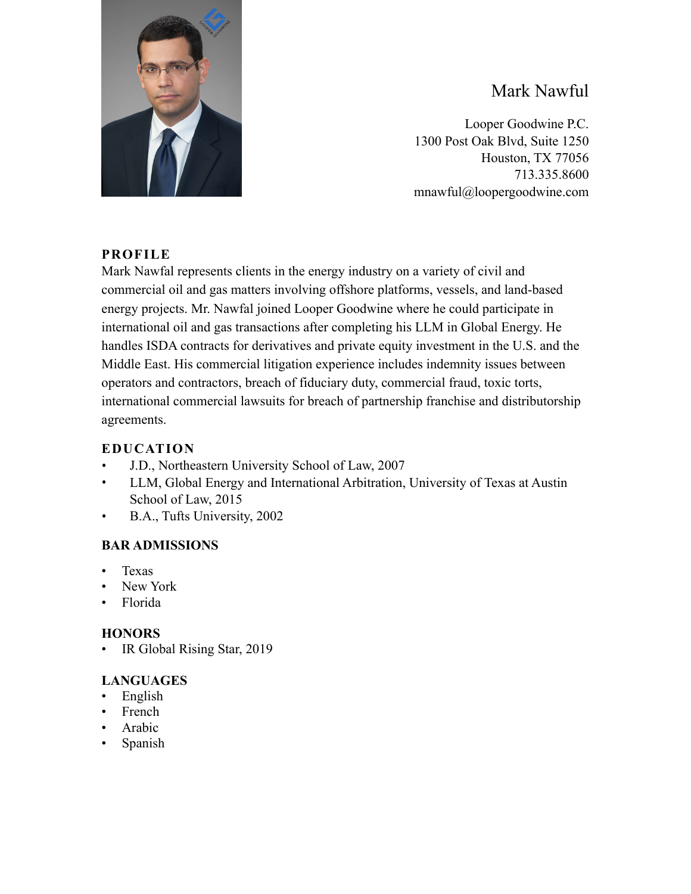# Mark Nawful

Looper Goodwine P.C.
1300 Post Oak Blvd, Suite 1250
Houston, TX 77056
713.335.8600
mnawful@loopergoodwine.com

## PROFILE

Mark Nawfal represents clients in the energy industry on a variety of civil and commercial oil and gas matters involving offshore platforms, vessels, and land-based energy projects. Mr. Nawfal joined Looper Goodwine where he could participate in international oil and gas transactions after completing his LLM in Global Energy. He handles ISDA contracts for derivatives and private equity investment in the U.S. and the Middle East. His commercial litigation experience includes indemnity issues between operators and contractors, breach of fiduciary duty, commercial fraud, toxic torts, international commercial lawsuits for breach of partnership franchise and distributorship agreements.

## EDUCATION

- J.D., Northeastern University School of Law, 2007
- LLM, Global Energy and International Arbitration, University of Texas at Austin School of Law, 2015
- B.A., Tufts University, 2002

## BAR ADMISSIONS

- Texas
- New York
- Florida

## HONORS

- IR Global Rising Star, 2019

## LANGUAGES

- English
- French
- Arabic
- Spanish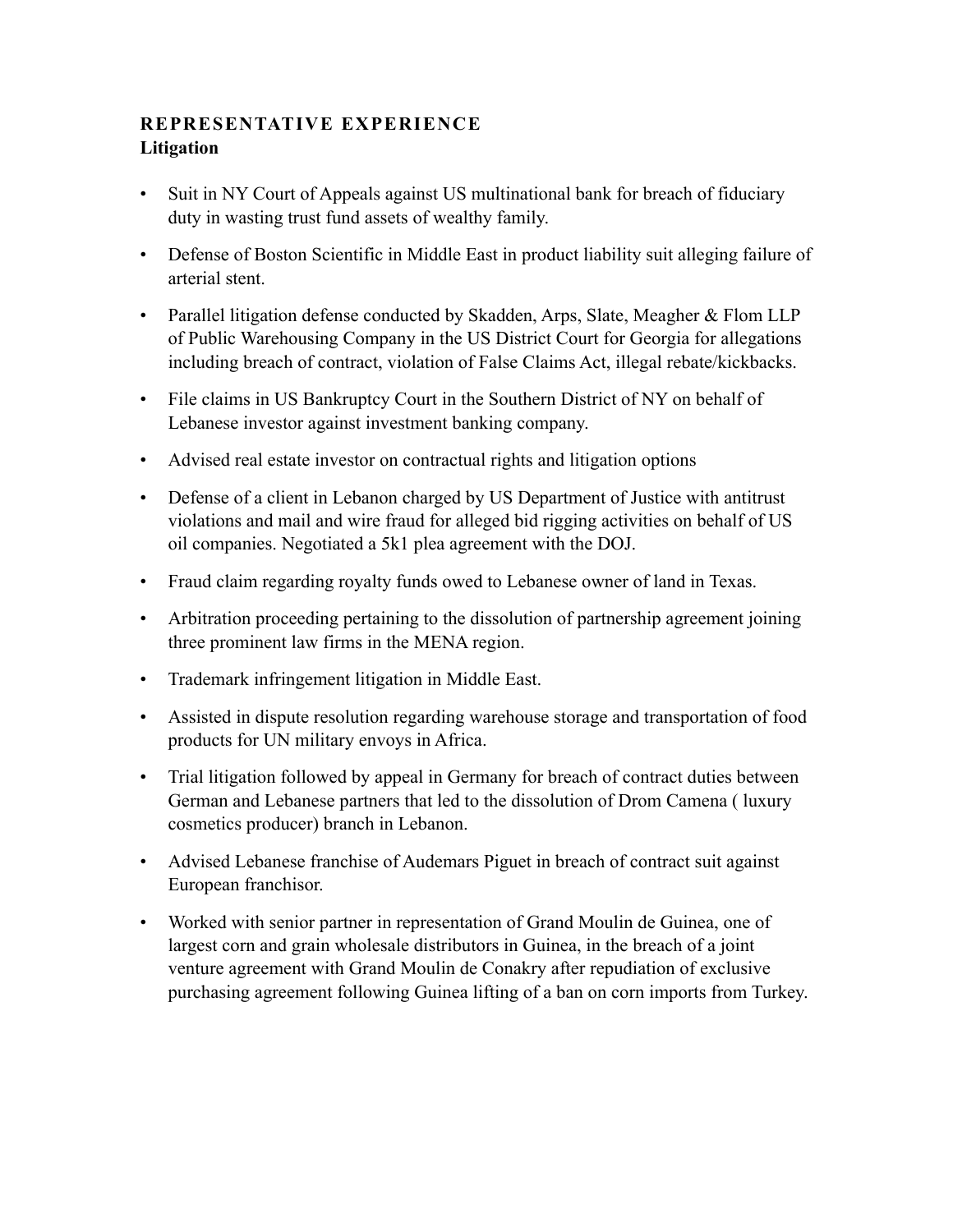## REPRESENTATIVE EXPERIENCE

### Litigation

- Suit in NY Court of Appeals against US multinational bank for breach of fiduciary duty in wasting trust fund assets of wealthy family.
- Defense of Boston Scientific in Middle East in product liability suit alleging failure of arterial stent.
- Parallel litigation defense conducted by Skadden, Arps, Slate, Meagher & Flom LLP of Public Warehousing Company in the US District Court for Georgia for allegations including breach of contract, violation of False Claims Act, illegal rebate/kickbacks.
- File claims in US Bankruptcy Court in the Southern District of NY on behalf of Lebanese investor against investment banking company.
- Advised real estate investor on contractual rights and litigation options
- Defense of a client in Lebanon charged by US Department of Justice with antitrust violations and mail and wire fraud for alleged bid rigging activities on behalf of US oil companies. Negotiated a 5k1 plea agreement with the DOJ.
- Fraud claim regarding royalty funds owed to Lebanese owner of land in Texas.
- Arbitration proceeding pertaining to the dissolution of partnership agreement joining three prominent law firms in the MENA region.
- Trademark infringement litigation in Middle East.
- Assisted in dispute resolution regarding warehouse storage and transportation of food products for UN military envoys in Africa.
- Trial litigation followed by appeal in Germany for breach of contract duties between German and Lebanese partners that led to the dissolution of Drom Camena ( luxury cosmetics producer) branch in Lebanon.
- Advised Lebanese franchise of Audemars Piguet in breach of contract suit against European franchisor.
- Worked with senior partner in representation of Grand Moulin de Guinea, one of largest corn and grain wholesale distributors in Guinea, in the breach of a joint venture agreement with Grand Moulin de Conakry after repudiation of exclusive purchasing agreement following Guinea lifting of a ban on corn imports from Turkey.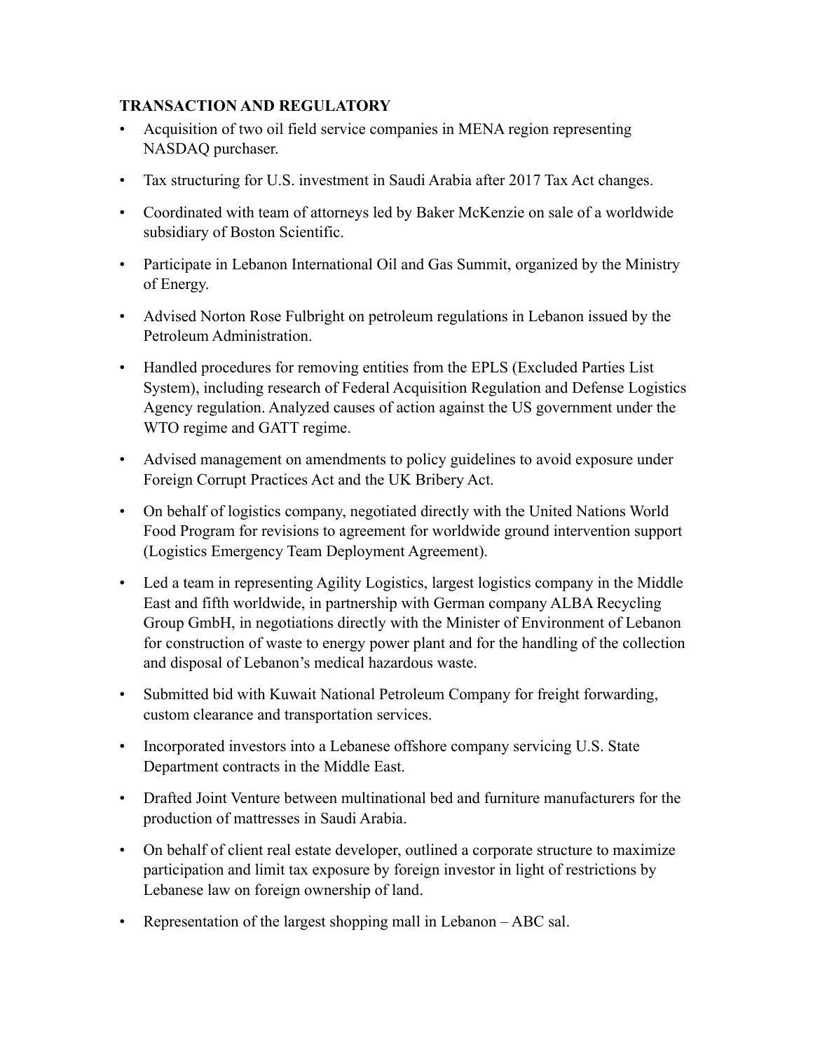**TRANSACTION AND REGULATORY**

- Acquisition of two oil field service companies in MENA region representing NASDAQ purchaser.
- Tax structuring for U.S. investment in Saudi Arabia after 2017 Tax Act changes.
- Coordinated with team of attorneys led by Baker McKenzie on sale of a worldwide subsidiary of Boston Scientific.
- Participate in Lebanon International Oil and Gas Summit, organized by the Ministry of Energy.
- Advised Norton Rose Fulbright on petroleum regulations in Lebanon issued by the Petroleum Administration.
- Handled procedures for removing entities from the EPLS (Excluded Parties List System), including research of Federal Acquisition Regulation and Defense Logistics Agency regulation. Analyzed causes of action against the US government under the WTO regime and GATT regime.
- Advised management on amendments to policy guidelines to avoid exposure under Foreign Corrupt Practices Act and the UK Bribery Act.
- On behalf of logistics company, negotiated directly with the United Nations World Food Program for revisions to agreement for worldwide ground intervention support (Logistics Emergency Team Deployment Agreement).
- Led a team in representing Agility Logistics, largest logistics company in the Middle East and fifth worldwide, in partnership with German company ALBA Recycling Group GmbH, in negotiations directly with the Minister of Environment of Lebanon for construction of waste to energy power plant and for the handling of the collection and disposal of Lebanon's medical hazardous waste.
- Submitted bid with Kuwait National Petroleum Company for freight forwarding, custom clearance and transportation services.
- Incorporated investors into a Lebanese offshore company servicing U.S. State Department contracts in the Middle East.
- Drafted Joint Venture between multinational bed and furniture manufacturers for the production of mattresses in Saudi Arabia.
- On behalf of client real estate developer, outlined a corporate structure to maximize participation and limit tax exposure by foreign investor in light of restrictions by Lebanese law on foreign ownership of land.
- Representation of the largest shopping mall in Lebanon – ABC sal.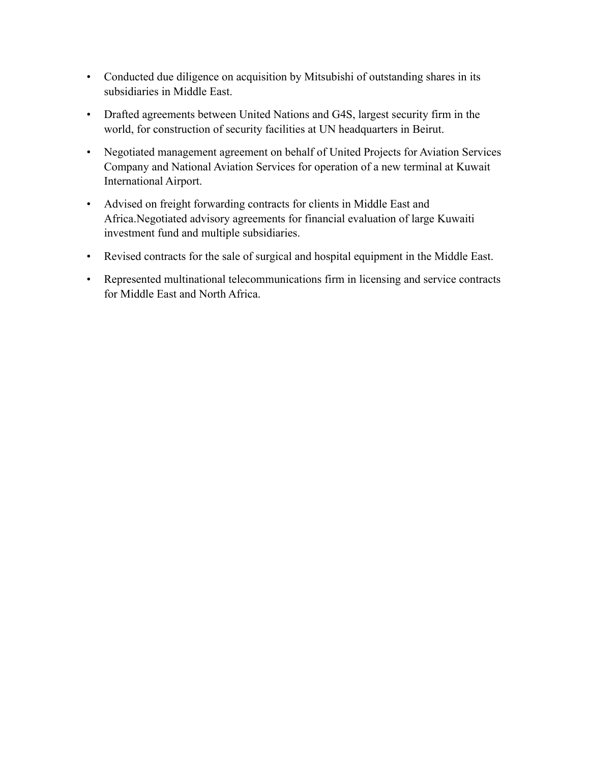- Conducted due diligence on acquisition by Mitsubishi of outstanding shares in its subsidiaries in Middle East.
- Drafted agreements between United Nations and G4S, largest security firm in the world, for construction of security facilities at UN headquarters in Beirut.
- Negotiated management agreement on behalf of United Projects for Aviation Services Company and National Aviation Services for operation of a new terminal at Kuwait International Airport.
- Advised on freight forwarding contracts for clients in Middle East and Africa.Negotiated advisory agreements for financial evaluation of large Kuwaiti investment fund and multiple subsidiaries.
- Revised contracts for the sale of surgical and hospital equipment in the Middle East.
- Represented multinational telecommunications firm in licensing and service contracts for Middle East and North Africa.